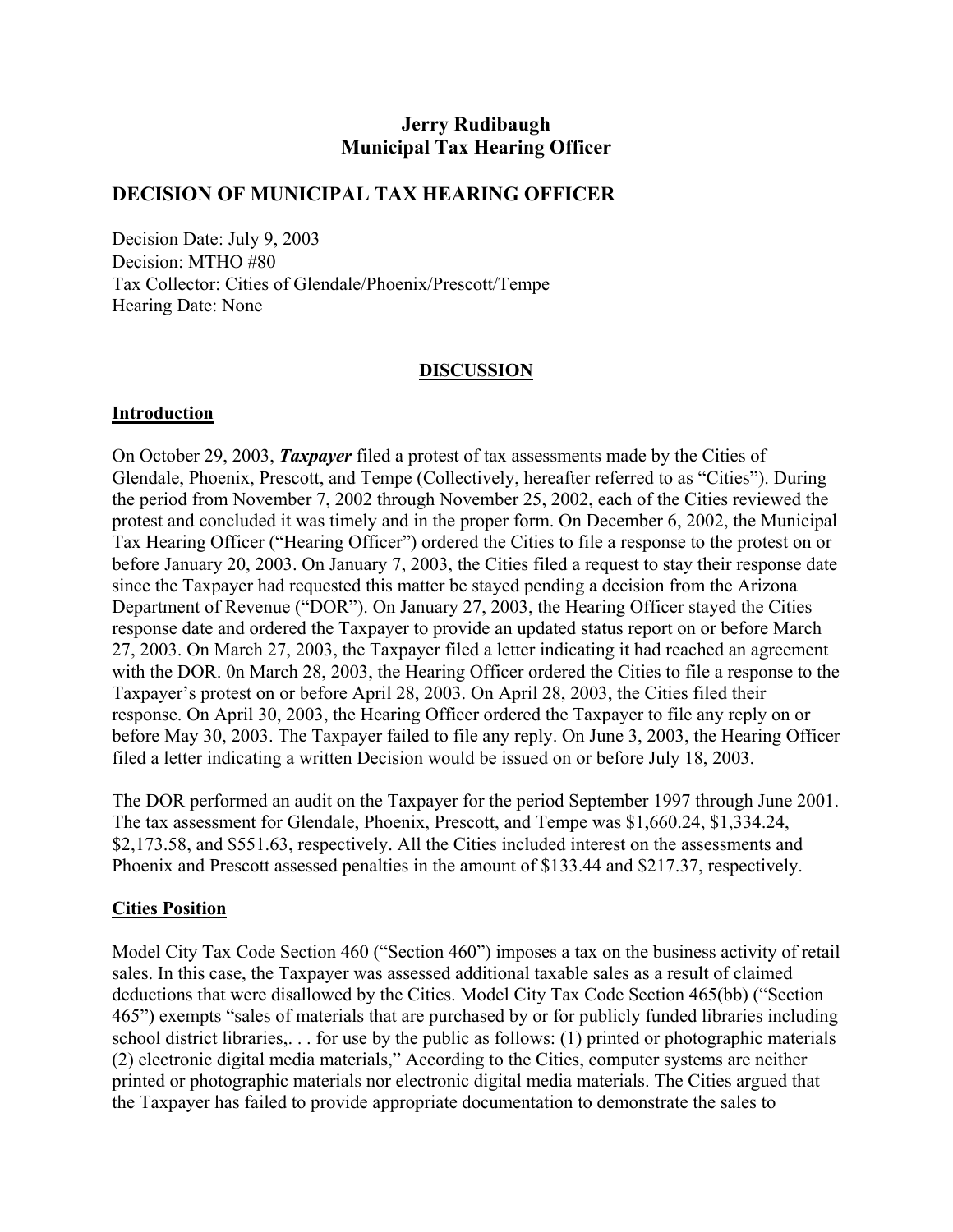**Jerry Rudibaugh**
**Municipal Tax Hearing Officer**

## DECISION OF MUNICIPAL TAX HEARING OFFICER

Decision Date: July 9, 2003
Decision: MTHO #80
Tax Collector: Cities of Glendale/Phoenix/Prescott/Tempe
Hearing Date: None

### DISCUSSION

#### Introduction

On October 29, 2003, ***Taxpayer*** filed a protest of tax assessments made by the Cities of Glendale, Phoenix, Prescott, and Tempe (Collectively, hereafter referred to as "Cities"). During the period from November 7, 2002 through November 25, 2002, each of the Cities reviewed the protest and concluded it was timely and in the proper form. On December 6, 2002, the Municipal Tax Hearing Officer ("Hearing Officer") ordered the Cities to file a response to the protest on or before January 20, 2003. On January 7, 2003, the Cities filed a request to stay their response date since the Taxpayer had requested this matter be stayed pending a decision from the Arizona Department of Revenue ("DOR"). On January 27, 2003, the Hearing Officer stayed the Cities response date and ordered the Taxpayer to provide an updated status report on or before March 27, 2003. On March 27, 2003, the Taxpayer filed a letter indicating it had reached an agreement with the DOR. 0n March 28, 2003, the Hearing Officer ordered the Cities to file a response to the Taxpayer's protest on or before April 28, 2003. On April 28, 2003, the Cities filed their response. On April 30, 2003, the Hearing Officer ordered the Taxpayer to file any reply on or before May 30, 2003. The Taxpayer failed to file any reply. On June 3, 2003, the Hearing Officer filed a letter indicating a written Decision would be issued on or before July 18, 2003.

The DOR performed an audit on the Taxpayer for the period September 1997 through June 2001. The tax assessment for Glendale, Phoenix, Prescott, and Tempe was $1,660.24, $1,334.24, $2,173.58, and $551.63, respectively. All the Cities included interest on the assessments and Phoenix and Prescott assessed penalties in the amount of $133.44 and $217.37, respectively.

#### Cities Position

Model City Tax Code Section 460 ("Section 460") imposes a tax on the business activity of retail sales. In this case, the Taxpayer was assessed additional taxable sales as a result of claimed deductions that were disallowed by the Cities. Model City Tax Code Section 465(bb) ("Section 465") exempts "sales of materials that are purchased by or for publicly funded libraries including school district libraries,. . . for use by the public as follows: (1) printed or photographic materials (2) electronic digital media materials," According to the Cities, computer systems are neither printed or photographic materials nor electronic digital media materials. The Cities argued that the Taxpayer has failed to provide appropriate documentation to demonstrate the sales to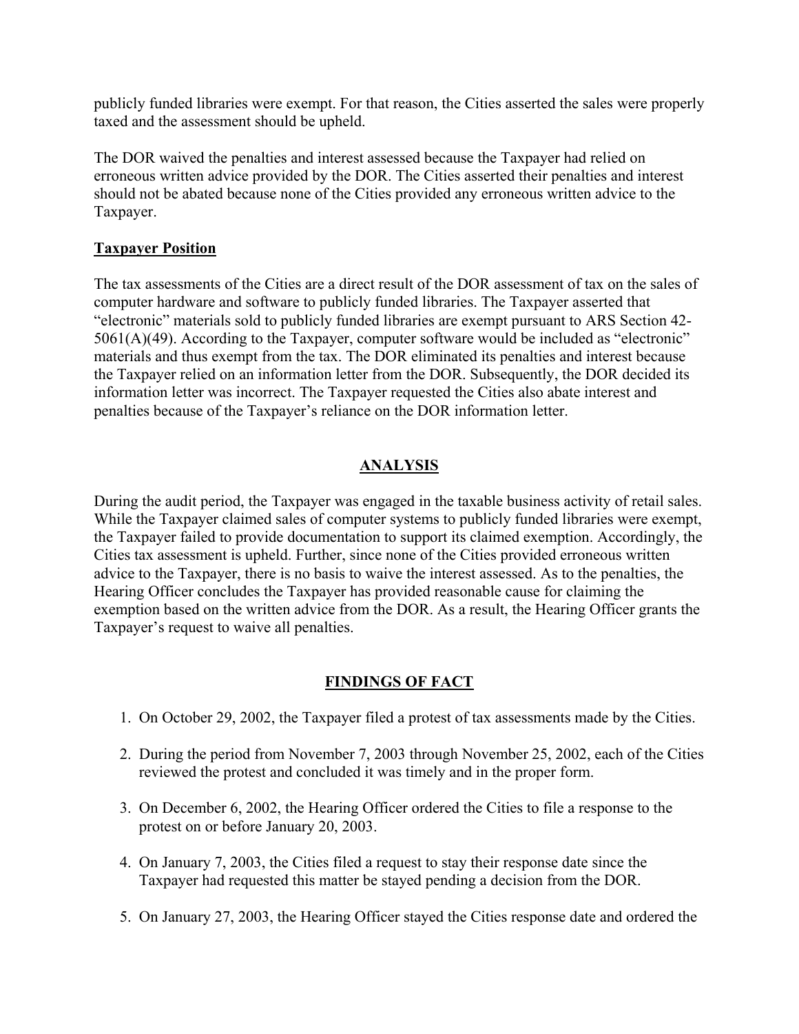publicly funded libraries were exempt. For that reason, the Cities asserted the sales were properly taxed and the assessment should be upheld.

The DOR waived the penalties and interest assessed because the Taxpayer had relied on erroneous written advice provided by the DOR. The Cities asserted their penalties and interest should not be abated because none of the Cities provided any erroneous written advice to the Taxpayer.

**Taxpayer Position**

The tax assessments of the Cities are a direct result of the DOR assessment of tax on the sales of computer hardware and software to publicly funded libraries. The Taxpayer asserted that "electronic" materials sold to publicly funded libraries are exempt pursuant to ARS Section 42-5061(A)(49). According to the Taxpayer, computer software would be included as "electronic" materials and thus exempt from the tax. The DOR eliminated its penalties and interest because the Taxpayer relied on an information letter from the DOR. Subsequently, the DOR decided its information letter was incorrect. The Taxpayer requested the Cities also abate interest and penalties because of the Taxpayer's reliance on the DOR information letter.

## ANALYSIS

During the audit period, the Taxpayer was engaged in the taxable business activity of retail sales. While the Taxpayer claimed sales of computer systems to publicly funded libraries were exempt, the Taxpayer failed to provide documentation to support its claimed exemption. Accordingly, the Cities tax assessment is upheld. Further, since none of the Cities provided erroneous written advice to the Taxpayer, there is no basis to waive the interest assessed. As to the penalties, the Hearing Officer concludes the Taxpayer has provided reasonable cause for claiming the exemption based on the written advice from the DOR. As a result, the Hearing Officer grants the Taxpayer's request to waive all penalties.

## FINDINGS OF FACT

1. On October 29, 2002, the Taxpayer filed a protest of tax assessments made by the Cities.

2. During the period from November 7, 2003 through November 25, 2002, each of the Cities reviewed the protest and concluded it was timely and in the proper form.

3. On December 6, 2002, the Hearing Officer ordered the Cities to file a response to the protest on or before January 20, 2003.

4. On January 7, 2003, the Cities filed a request to stay their response date since the Taxpayer had requested this matter be stayed pending a decision from the DOR.

5. On January 27, 2003, the Hearing Officer stayed the Cities response date and ordered the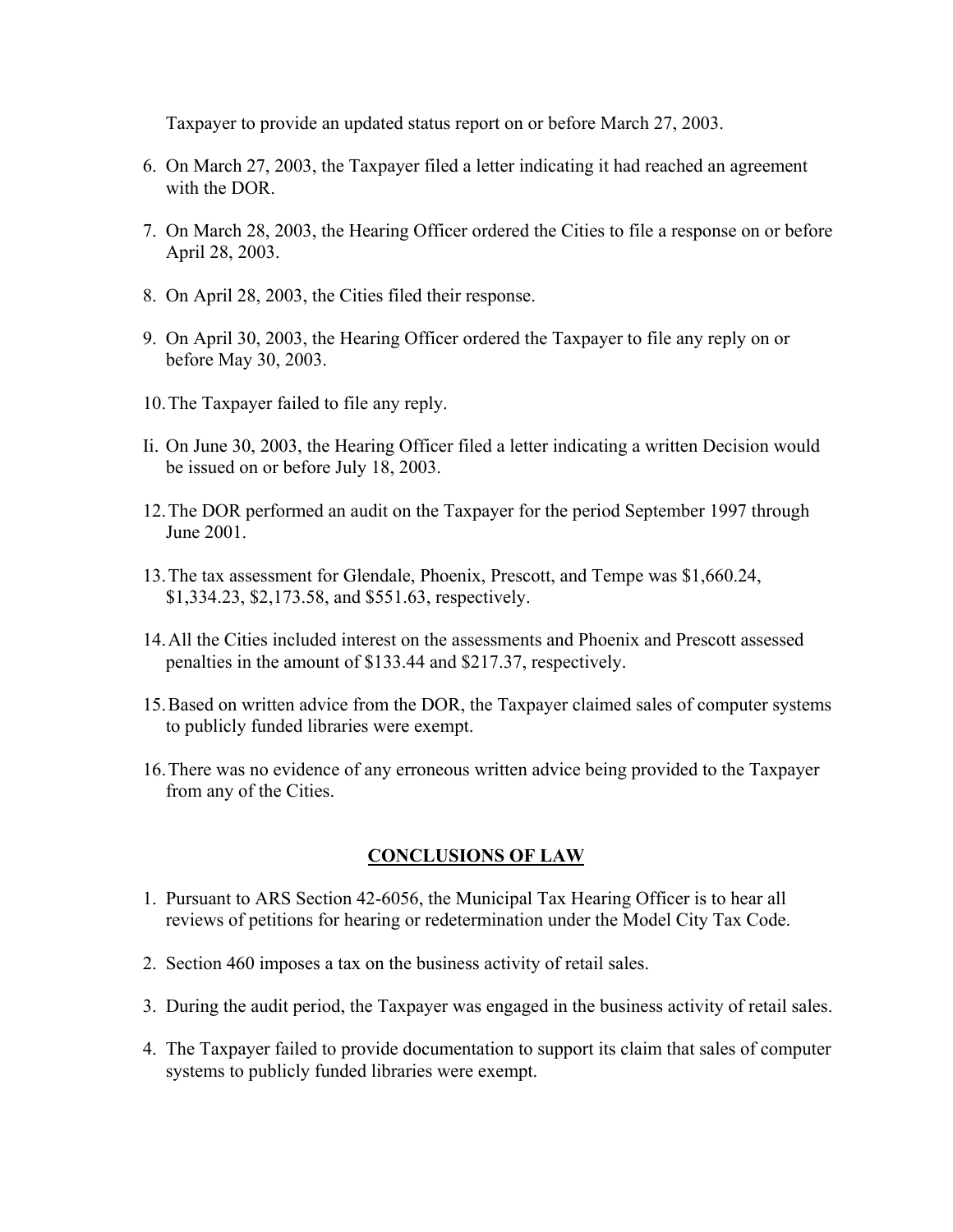Taxpayer to provide an updated status report on or before March 27, 2003.

6. On March 27, 2003, the Taxpayer filed a letter indicating it had reached an agreement with the DOR.

7. On March 28, 2003, the Hearing Officer ordered the Cities to file a response on or before April 28, 2003.

8. On April 28, 2003, the Cities filed their response.

9. On April 30, 2003, the Hearing Officer ordered the Taxpayer to file any reply on or before May 30, 2003.

10. The Taxpayer failed to file any reply.

Ii. On June 30, 2003, the Hearing Officer filed a letter indicating a written Decision would be issued on or before July 18, 2003.

12. The DOR performed an audit on the Taxpayer for the period September 1997 through June 2001.

13. The tax assessment for Glendale, Phoenix, Prescott, and Tempe was $1,660.24, $1,334.23, $2,173.58, and $551.63, respectively.

14. All the Cities included interest on the assessments and Phoenix and Prescott assessed penalties in the amount of $133.44 and $217.37, respectively.

15. Based on written advice from the DOR, the Taxpayer claimed sales of computer systems to publicly funded libraries were exempt.

16. There was no evidence of any erroneous written advice being provided to the Taxpayer from any of the Cities.

## CONCLUSIONS OF LAW

1. Pursuant to ARS Section 42-6056, the Municipal Tax Hearing Officer is to hear all reviews of petitions for hearing or redetermination under the Model City Tax Code.

2. Section 460 imposes a tax on the business activity of retail sales.

3. During the audit period, the Taxpayer was engaged in the business activity of retail sales.

4. The Taxpayer failed to provide documentation to support its claim that sales of computer systems to publicly funded libraries were exempt.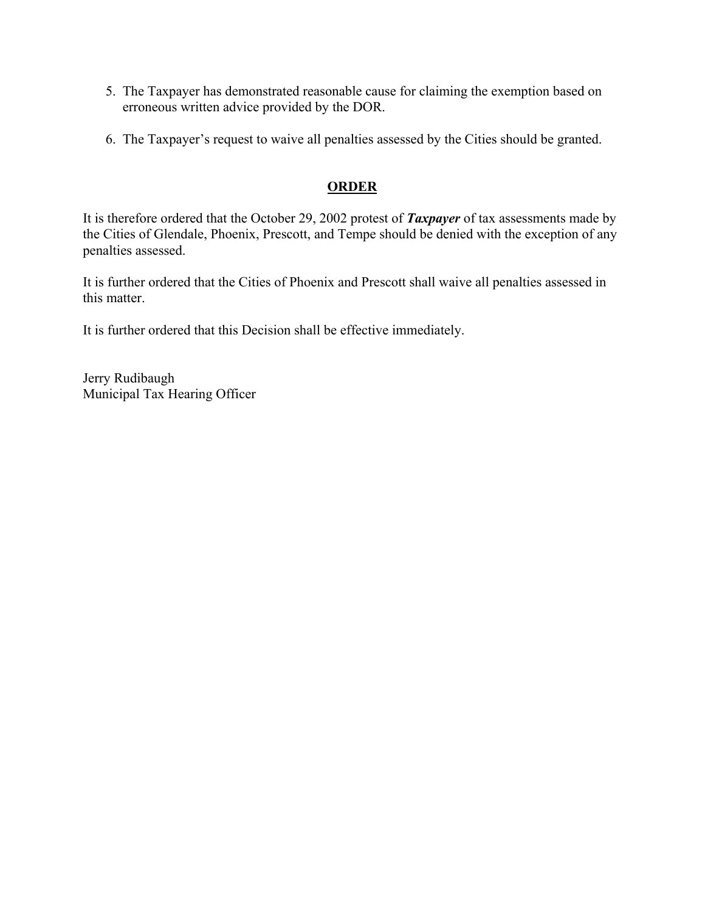5. The Taxpayer has demonstrated reasonable cause for claiming the exemption based on erroneous written advice provided by the DOR.

6. The Taxpayer's request to waive all penalties assessed by the Cities should be granted.

## ORDER

It is therefore ordered that the October 29, 2002 protest of ***Taxpayer*** of tax assessments made by the Cities of Glendale, Phoenix, Prescott, and Tempe should be denied with the exception of any penalties assessed.

It is further ordered that the Cities of Phoenix and Prescott shall waive all penalties assessed in this matter.

It is further ordered that this Decision shall be effective immediately.

Jerry Rudibaugh
Municipal Tax Hearing Officer